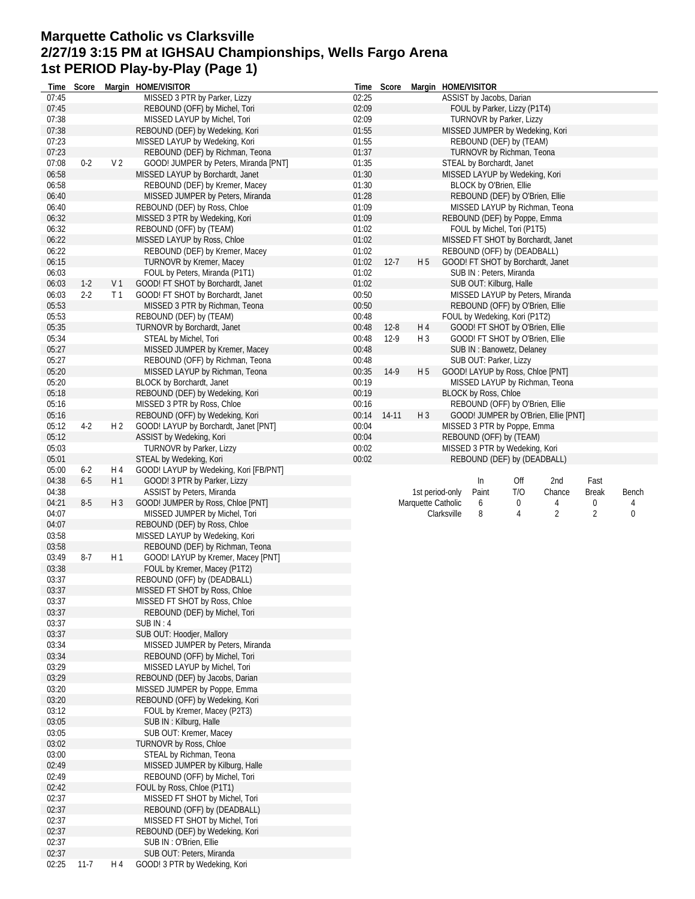# Marquette Catholic vs Clarksville
## 2/27/19 3:15 PM at IGHSAU Championships, Wells Fargo Arena
## 1st PERIOD Play-by-Play (Page 1)

| Time | Score | Margin | HOME/VISITOR |
|---|---|---|---|
| 07:45 | | | MISSED 3 PTR by Parker, Lizzy |
| 07:45 | | | REBOUND (OFF) by Michel, Tori |
| 07:38 | | | MISSED LAYUP by Michel, Tori |
| 07:38 | | | REBOUND (DEF) by Wedeking, Kori |
| 07:23 | | | MISSED LAYUP by Wedeking, Kori |
| 07:23 | | | REBOUND (DEF) by Richman, Teona |
| 07:08 | 0-2 | V 2 | GOOD! JUMPER by Peters, Miranda [PNT] |
| 06:58 | | | MISSED LAYUP by Borchardt, Janet |
| 06:58 | | | REBOUND (DEF) by Kremer, Macey |
| 06:40 | | | MISSED JUMPER by Peters, Miranda |
| 06:40 | | | REBOUND (DEF) by Ross, Chloe |
| 06:32 | | | MISSED 3 PTR by Wedeking, Kori |
| 06:32 | | | REBOUND (OFF) by (TEAM) |
| 06:22 | | | MISSED LAYUP by Ross, Chloe |
| 06:22 | | | REBOUND (DEF) by Kremer, Macey |
| 06:15 | | | TURNOVR by Kremer, Macey |
| 06:03 | | | FOUL by Peters, Miranda (P1T1) |
| 06:03 | 1-2 | V 1 | GOOD! FT SHOT by Borchardt, Janet |
| 06:03 | 2-2 | T 1 | GOOD! FT SHOT by Borchardt, Janet |
| 05:53 | | | MISSED 3 PTR by Richman, Teona |
| 05:53 | | | REBOUND (DEF) by (TEAM) |
| 05:35 | | | TURNOVR by Borchardt, Janet |
| 05:34 | | | STEAL by Michel, Tori |
| 05:27 | | | MISSED JUMPER by Kremer, Macey |
| 05:27 | | | REBOUND (OFF) by Richman, Teona |
| 05:20 | | | MISSED LAYUP by Richman, Teona |
| 05:20 | | | BLOCK by Borchardt, Janet |
| 05:18 | | | REBOUND (DEF) by Wedeking, Kori |
| 05:16 | | | MISSED 3 PTR by Ross, Chloe |
| 05:16 | | | REBOUND (OFF) by Wedeking, Kori |
| 05:12 | 4-2 | H 2 | GOOD! LAYUP by Borchardt, Janet [PNT] |
| 05:12 | | | ASSIST by Wedeking, Kori |
| 05:03 | | | TURNOVR by Parker, Lizzy |
| 05:01 | | | STEAL by Wedeking, Kori |
| 05:00 | 6-2 | H 4 | GOOD! LAYUP by Wedeking, Kori [FB/PNT] |
| 04:38 | 6-5 | H 1 | GOOD! 3 PTR by Parker, Lizzy |
| 04:38 | | | ASSIST by Peters, Miranda |
| 04:21 | 8-5 | H 3 | GOOD! JUMPER by Ross, Chloe [PNT] |
| 04:07 | | | MISSED JUMPER by Michel, Tori |
| 04:07 | | | REBOUND (DEF) by Ross, Chloe |
| 03:58 | | | MISSED LAYUP by Wedeking, Kori |
| 03:58 | | | REBOUND (DEF) by Richman, Teona |
| 03:49 | 8-7 | H 1 | GOOD! LAYUP by Kremer, Macey [PNT] |
| 03:38 | | | FOUL by Kremer, Macey (P1T2) |
| 03:37 | | | REBOUND (OFF) by (DEADBALL) |
| 03:37 | | | MISSED FT SHOT by Ross, Chloe |
| 03:37 | | | MISSED FT SHOT by Ross, Chloe |
| 03:37 | | | REBOUND (DEF) by Michel, Tori |
| 03:37 | | | SUB IN : 4 |
| 03:37 | | | SUB OUT: Hoodjer, Mallory |
| 03:34 | | | MISSED JUMPER by Peters, Miranda |
| 03:34 | | | REBOUND (OFF) by Michel, Tori |
| 03:29 | | | MISSED LAYUP by Michel, Tori |
| 03:29 | | | REBOUND (DEF) by Jacobs, Darian |
| 03:20 | | | MISSED JUMPER by Poppe, Emma |
| 03:20 | | | REBOUND (OFF) by Wedeking, Kori |
| 03:12 | | | FOUL by Kremer, Macey (P2T3) |
| 03:05 | | | SUB IN : Kilburg, Halle |
| 03:05 | | | SUB OUT: Kremer, Macey |
| 03:02 | | | TURNOVR by Ross, Chloe |
| 03:00 | | | STEAL by Richman, Teona |
| 02:49 | | | MISSED JUMPER by Kilburg, Halle |
| 02:49 | | | REBOUND (OFF) by Michel, Tori |
| 02:42 | | | FOUL by Ross, Chloe (P1T1) |
| 02:37 | | | MISSED FT SHOT by Michel, Tori |
| 02:37 | | | REBOUND (OFF) by (DEADBALL) |
| 02:37 | | | MISSED FT SHOT by Michel, Tori |
| 02:37 | | | REBOUND (DEF) by Wedeking, Kori |
| 02:37 | | | SUB IN : O'Brien, Ellie |
| 02:37 | | | SUB OUT: Peters, Miranda |
| 02:25 | 11-7 | H 4 | GOOD! 3 PTR by Wedeking, Kori |
| 02:25 | | | ASSIST by Jacobs, Darian |
| 02:09 | | | FOUL by Parker, Lizzy (P1T4) |
| 02:09 | | | TURNOVR by Parker, Lizzy |
| 01:55 | | | MISSED JUMPER by Wedeking, Kori |
| 01:55 | | | REBOUND (DEF) by (TEAM) |
| 01:37 | | | TURNOVR by Richman, Teona |
| 01:35 | | | STEAL by Borchardt, Janet |
| 01:30 | | | MISSED LAYUP by Wedeking, Kori |
| 01:30 | | | BLOCK by O'Brien, Ellie |
| 01:28 | | | REBOUND (DEF) by O'Brien, Ellie |
| 01:09 | | | MISSED LAYUP by Richman, Teona |
| 01:09 | | | REBOUND (DEF) by Poppe, Emma |
| 01:02 | | | FOUL by Michel, Tori (P1T5) |
| 01:02 | | | MISSED FT SHOT by Borchardt, Janet |
| 01:02 | | | REBOUND (OFF) by (DEADBALL) |
| 01:02 | 12-7 | H 5 | GOOD! FT SHOT by Borchardt, Janet |
| 01:02 | | | SUB IN : Peters, Miranda |
| 01:02 | | | SUB OUT: Kilburg, Halle |
| 00:50 | | | MISSED LAYUP by Peters, Miranda |
| 00:50 | | | REBOUND (OFF) by O'Brien, Ellie |
| 00:48 | | | FOUL by Wedeking, Kori (P1T2) |
| 00:48 | 12-8 | H 4 | GOOD! FT SHOT by O'Brien, Ellie |
| 00:48 | 12-9 | H 3 | GOOD! FT SHOT by O'Brien, Ellie |
| 00:48 | | | SUB IN : Banowetz, Delaney |
| 00:48 | | | SUB OUT: Parker, Lizzy |
| 00:35 | 14-9 | H 5 | GOOD! LAYUP by Ross, Chloe [PNT] |
| 00:19 | | | MISSED LAYUP by Richman, Teona |
| 00:19 | | | BLOCK by Ross, Chloe |
| 00:16 | | | REBOUND (OFF) by O'Brien, Ellie |
| 00:14 | 14-11 | H 3 | GOOD! JUMPER by O'Brien, Ellie [PNT] |
| 00:04 | | | MISSED 3 PTR by Poppe, Emma |
| 00:04 | | | REBOUND (OFF) by (TEAM) |
| 00:02 | | | MISSED 3 PTR by Wedeking, Kori |
| 00:02 | | | REBOUND (DEF) by (DEADBALL) |

| 1st period-only | In Paint | Off T/O | 2nd Chance | Fast Break | Bench |
|---|---|---|---|---|---|
| Marquette Catholic | 6 | 0 | 4 | 0 | 4 |
| Clarksville | 8 | 4 | 2 | 2 | 0 |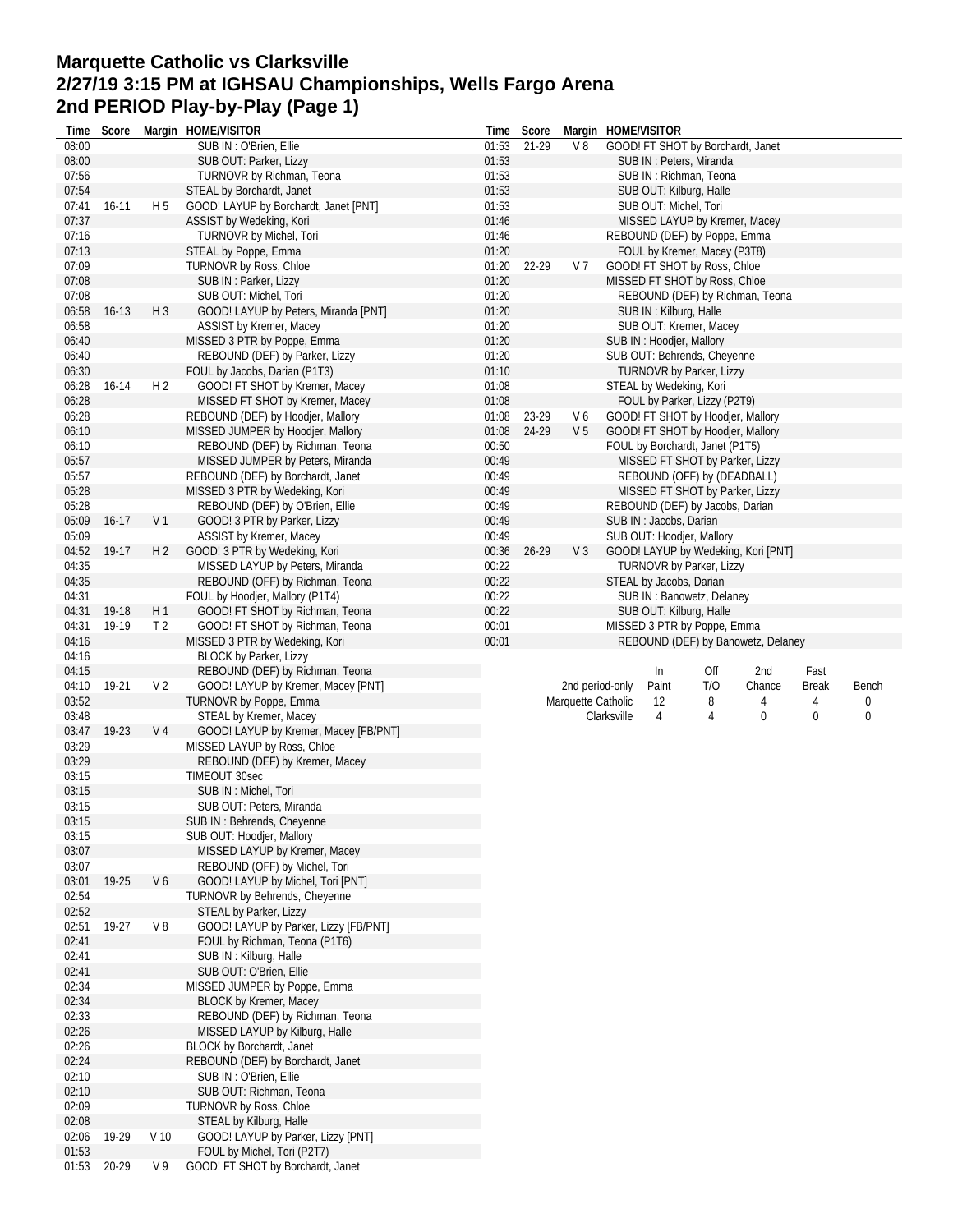# Marquette Catholic vs Clarksville
## 2/27/19 3:15 PM at IGHSAU Championships, Wells Fargo Arena
## 2nd PERIOD Play-by-Play (Page 1)

| Time | Score | Margin | HOME/VISITOR |
|---|---|---|---|
| 08:00 | | | SUB IN : O'Brien, Ellie |
| 08:00 | | | SUB OUT: Parker, Lizzy |
| 07:56 | | | TURNOVR by Richman, Teona |
| 07:54 | | | STEAL by Borchardt, Janet |
| 07:41 | 16-11 | H 5 | GOOD! LAYUP by Borchardt, Janet [PNT] |
| 07:37 | | | ASSIST by Wedeking, Kori |
| 07:16 | | | TURNOVR by Michel, Tori |
| 07:13 | | | STEAL by Poppe, Emma |
| 07:09 | | | TURNOVR by Ross, Chloe |
| 07:08 | | | SUB IN : Parker, Lizzy |
| 07:08 | | | SUB OUT: Michel, Tori |
| 06:58 | 16-13 | H 3 | GOOD! LAYUP by Peters, Miranda [PNT] |
| 06:58 | | | ASSIST by Kremer, Macey |
| 06:40 | | | MISSED 3 PTR by Poppe, Emma |
| 06:40 | | | REBOUND (DEF) by Parker, Lizzy |
| 06:30 | | | FOUL by Jacobs, Darian (P1T3) |
| 06:28 | 16-14 | H 2 | GOOD! FT SHOT by Kremer, Macey |
| 06:28 | | | MISSED FT SHOT by Kremer, Macey |
| 06:28 | | | REBOUND (DEF) by Hoodjer, Mallory |
| 06:10 | | | MISSED JUMPER by Hoodjer, Mallory |
| 06:10 | | | REBOUND (DEF) by Richman, Teona |
| 05:57 | | | MISSED JUMPER by Peters, Miranda |
| 05:57 | | | REBOUND (DEF) by Borchardt, Janet |
| 05:28 | | | MISSED 3 PTR by Wedeking, Kori |
| 05:28 | | | REBOUND (DEF) by O'Brien, Ellie |
| 05:09 | 16-17 | V 1 | GOOD! 3 PTR by Parker, Lizzy |
| 05:09 | | | ASSIST by Kremer, Macey |
| 04:52 | 19-17 | H 2 | GOOD! 3 PTR by Wedeking, Kori |
| 04:35 | | | MISSED LAYUP by Peters, Miranda |
| 04:35 | | | REBOUND (OFF) by Richman, Teona |
| 04:31 | | | FOUL by Hoodjer, Mallory (P1T4) |
| 04:31 | 19-18 | H 1 | GOOD! FT SHOT by Richman, Teona |
| 04:31 | 19-19 | T 2 | GOOD! FT SHOT by Richman, Teona |
| 04:16 | | | MISSED 3 PTR by Wedeking, Kori |
| 04:16 | | | BLOCK by Parker, Lizzy |
| 04:15 | | | REBOUND (DEF) by Richman, Teona |
| 04:10 | 19-21 | V 2 | GOOD! LAYUP by Kremer, Macey [PNT] |
| 03:52 | | | TURNOVR by Poppe, Emma |
| 03:48 | | | STEAL by Kremer, Macey |
| 03:47 | 19-23 | V 4 | GOOD! LAYUP by Kremer, Macey [FB/PNT] |
| 03:29 | | | MISSED LAYUP by Ross, Chloe |
| 03:29 | | | REBOUND (DEF) by Kremer, Macey |
| 03:15 | | | TIMEOUT 30sec |
| 03:15 | | | SUB IN : Michel, Tori |
| 03:15 | | | SUB OUT: Peters, Miranda |
| 03:15 | | | SUB IN : Behrends, Cheyenne |
| 03:15 | | | SUB OUT: Hoodjer, Mallory |
| 03:07 | | | MISSED LAYUP by Kremer, Macey |
| 03:07 | | | REBOUND (OFF) by Michel, Tori |
| 03:01 | 19-25 | V 6 | GOOD! LAYUP by Michel, Tori [PNT] |
| 02:54 | | | TURNOVR by Behrends, Cheyenne |
| 02:52 | | | STEAL by Parker, Lizzy |
| 02:51 | 19-27 | V 8 | GOOD! LAYUP by Parker, Lizzy [FB/PNT] |
| 02:41 | | | FOUL by Richman, Teona (P1T6) |
| 02:41 | | | SUB IN : Kilburg, Halle |
| 02:41 | | | SUB OUT: O'Brien, Ellie |
| 02:34 | | | MISSED JUMPER by Poppe, Emma |
| 02:34 | | | BLOCK by Kremer, Macey |
| 02:33 | | | REBOUND (DEF) by Richman, Teona |
| 02:26 | | | MISSED LAYUP by Kilburg, Halle |
| 02:26 | | | BLOCK by Borchardt, Janet |
| 02:24 | | | REBOUND (DEF) by Borchardt, Janet |
| 02:10 | | | SUB IN : O'Brien, Ellie |
| 02:10 | | | SUB OUT: Richman, Teona |
| 02:09 | | | TURNOVR by Ross, Chloe |
| 02:08 | | | STEAL by Kilburg, Halle |
| 02:06 | 19-29 | V 10 | GOOD! LAYUP by Parker, Lizzy [PNT] |
| 01:53 | | | FOUL by Michel, Tori (P2T7) |
| 01:53 | 20-29 | V 9 | GOOD! FT SHOT by Borchardt, Janet |
| 01:53 | 21-29 | V 8 | GOOD! FT SHOT by Borchardt, Janet |
| 01:53 | | | SUB IN : Peters, Miranda |
| 01:53 | | | SUB IN : Richman, Teona |
| 01:53 | | | SUB OUT: Kilburg, Halle |
| 01:53 | | | SUB OUT: Michel, Tori |
| 01:46 | | | MISSED LAYUP by Kremer, Macey |
| 01:46 | | | REBOUND (DEF) by Poppe, Emma |
| 01:20 | | | FOUL by Kremer, Macey (P3T8) |
| 01:20 | 22-29 | V 7 | GOOD! FT SHOT by Ross, Chloe |
| 01:20 | | | MISSED FT SHOT by Ross, Chloe |
| 01:20 | | | REBOUND (DEF) by Richman, Teona |
| 01:20 | | | SUB IN : Kilburg, Halle |
| 01:20 | | | SUB OUT: Kremer, Macey |
| 01:20 | | | SUB IN : Hoodjer, Mallory |
| 01:20 | | | SUB OUT: Behrends, Cheyenne |
| 01:10 | | | TURNOVR by Parker, Lizzy |
| 01:08 | | | STEAL by Wedeking, Kori |
| 01:08 | | | FOUL by Parker, Lizzy (P2T9) |
| 01:08 | 23-29 | V 6 | GOOD! FT SHOT by Hoodjer, Mallory |
| 01:08 | 24-29 | V 5 | GOOD! FT SHOT by Hoodjer, Mallory |
| 00:50 | | | FOUL by Borchardt, Janet (P1T5) |
| 00:49 | | | MISSED FT SHOT by Parker, Lizzy |
| 00:49 | | | REBOUND (OFF) by (DEADBALL) |
| 00:49 | | | MISSED FT SHOT by Parker, Lizzy |
| 00:49 | | | REBOUND (DEF) by Jacobs, Darian |
| 00:49 | | | SUB IN : Jacobs, Darian |
| 00:49 | | | SUB OUT: Hoodjer, Mallory |
| 00:36 | 26-29 | V 3 | GOOD! LAYUP by Wedeking, Kori [PNT] |
| 00:22 | | | TURNOVR by Parker, Lizzy |
| 00:22 | | | STEAL by Jacobs, Darian |
| 00:22 | | | SUB IN : Banowetz, Delaney |
| 00:22 | | | SUB OUT: Kilburg, Halle |
| 00:01 | | | MISSED 3 PTR by Poppe, Emma |
| 00:01 | | | REBOUND (DEF) by Banowetz, Delaney |

| 2nd period-only | In Paint | Off T/O | 2nd Chance | Fast Break | Bench |
|---|---|---|---|---|---|
| Marquette Catholic | 12 | 8 | 4 | 4 | 0 |
| Clarksville | 4 | 4 | 0 | 0 | 0 |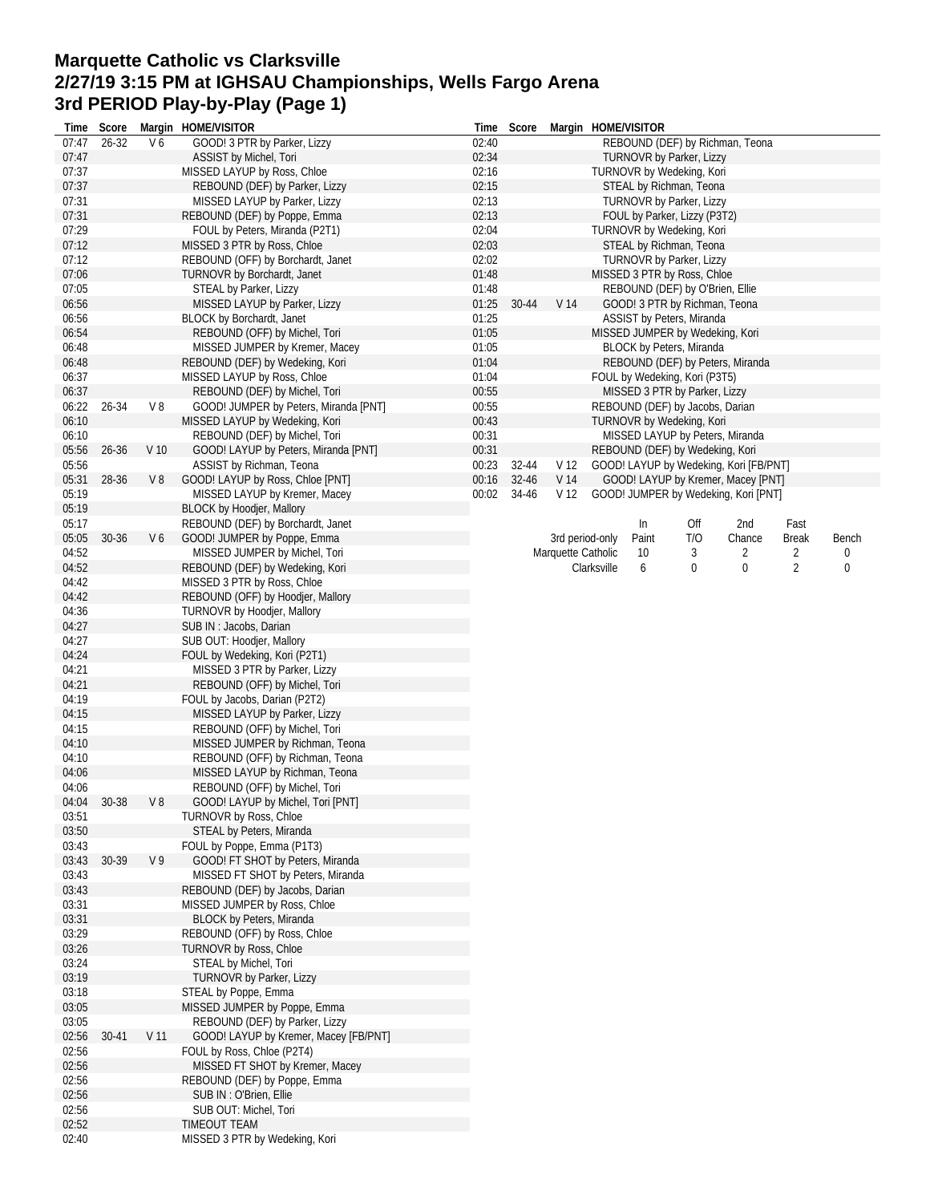# Marquette Catholic vs Clarksville
## 2/27/19 3:15 PM at IGHSAU Championships, Wells Fargo Arena
## 3rd PERIOD Play-by-Play (Page 1)

| Time | Score | Margin | HOME/VISITOR |
|---|---|---|---|
| 07:47 | 26-32 | V 6 | GOOD! 3 PTR by Parker, Lizzy |
| 07:47 | | | ASSIST by Michel, Tori |
| 07:37 | | | MISSED LAYUP by Ross, Chloe |
| 07:37 | | | REBOUND (DEF) by Parker, Lizzy |
| 07:31 | | | MISSED LAYUP by Parker, Lizzy |
| 07:31 | | | REBOUND (DEF) by Poppe, Emma |
| 07:29 | | | FOUL by Peters, Miranda (P2T1) |
| 07:12 | | | MISSED 3 PTR by Ross, Chloe |
| 07:12 | | | REBOUND (OFF) by Borchardt, Janet |
| 07:06 | | | TURNOVR by Borchardt, Janet |
| 07:05 | | | STEAL by Parker, Lizzy |
| 06:56 | | | MISSED LAYUP by Parker, Lizzy |
| 06:56 | | | BLOCK by Borchardt, Janet |
| 06:54 | | | REBOUND (OFF) by Michel, Tori |
| 06:48 | | | MISSED JUMPER by Kremer, Macey |
| 06:48 | | | REBOUND (DEF) by Wedeking, Kori |
| 06:37 | | | MISSED LAYUP by Ross, Chloe |
| 06:37 | | | REBOUND (DEF) by Michel, Tori |
| 06:22 | 26-34 | V 8 | GOOD! JUMPER by Peters, Miranda [PNT] |
| 06:10 | | | MISSED LAYUP by Wedeking, Kori |
| 06:10 | | | REBOUND (DEF) by Michel, Tori |
| 05:56 | 26-36 | V 10 | GOOD! LAYUP by Peters, Miranda [PNT] |
| 05:56 | | | ASSIST by Richman, Teona |
| 05:31 | 28-36 | V 8 | GOOD! LAYUP by Ross, Chloe [PNT] |
| 05:19 | | | MISSED LAYUP by Kremer, Macey |
| 05:19 | | | BLOCK by Hoodjer, Mallory |
| 05:17 | | | REBOUND (DEF) by Borchardt, Janet |
| 05:05 | 30-36 | V 6 | GOOD! JUMPER by Poppe, Emma |
| 04:52 | | | MISSED JUMPER by Michel, Tori |
| 04:52 | | | REBOUND (DEF) by Wedeking, Kori |
| 04:42 | | | MISSED 3 PTR by Ross, Chloe |
| 04:42 | | | REBOUND (OFF) by Hoodjer, Mallory |
| 04:36 | | | TURNOVR by Hoodjer, Mallory |
| 04:27 | | | SUB IN : Jacobs, Darian |
| 04:27 | | | SUB OUT: Hoodjer, Mallory |
| 04:24 | | | FOUL by Wedeking, Kori (P2T1) |
| 04:21 | | | MISSED 3 PTR by Parker, Lizzy |
| 04:21 | | | REBOUND (OFF) by Michel, Tori |
| 04:19 | | | FOUL by Jacobs, Darian (P2T2) |
| 04:15 | | | MISSED LAYUP by Parker, Lizzy |
| 04:15 | | | REBOUND (OFF) by Michel, Tori |
| 04:10 | | | MISSED JUMPER by Richman, Teona |
| 04:10 | | | REBOUND (OFF) by Richman, Teona |
| 04:06 | | | MISSED LAYUP by Richman, Teona |
| 04:06 | | | REBOUND (OFF) by Michel, Tori |
| 04:04 | 30-38 | V 8 | GOOD! LAYUP by Michel, Tori [PNT] |
| 03:51 | | | TURNOVR by Ross, Chloe |
| 03:50 | | | STEAL by Peters, Miranda |
| 03:43 | | | FOUL by Poppe, Emma (P1T3) |
| 03:43 | 30-39 | V 9 | GOOD! FT SHOT by Peters, Miranda |
| 03:43 | | | MISSED FT SHOT by Peters, Miranda |
| 03:43 | | | REBOUND (DEF) by Jacobs, Darian |
| 03:31 | | | MISSED JUMPER by Ross, Chloe |
| 03:31 | | | BLOCK by Peters, Miranda |
| 03:29 | | | REBOUND (OFF) by Ross, Chloe |
| 03:26 | | | TURNOVR by Ross, Chloe |
| 03:24 | | | STEAL by Michel, Tori |
| 03:19 | | | TURNOVR by Parker, Lizzy |
| 03:18 | | | STEAL by Poppe, Emma |
| 03:05 | | | MISSED JUMPER by Poppe, Emma |
| 03:05 | | | REBOUND (DEF) by Parker, Lizzy |
| 02:56 | 30-41 | V 11 | GOOD! LAYUP by Kremer, Macey [FB/PNT] |
| 02:56 | | | FOUL by Ross, Chloe (P2T4) |
| 02:56 | | | MISSED FT SHOT by Kremer, Macey |
| 02:56 | | | REBOUND (DEF) by Poppe, Emma |
| 02:56 | | | SUB IN : O'Brien, Ellie |
| 02:56 | | | SUB OUT: Michel, Tori |
| 02:52 | | | TIMEOUT TEAM |
| 02:40 | | | MISSED 3 PTR by Wedeking, Kori |
| 02:40 | | | REBOUND (DEF) by Richman, Teona |
| 02:34 | | | TURNOVR by Parker, Lizzy |
| 02:16 | | | TURNOVR by Wedeking, Kori |
| 02:15 | | | STEAL by Richman, Teona |
| 02:13 | | | TURNOVR by Parker, Lizzy |
| 02:13 | | | FOUL by Parker, Lizzy (P3T2) |
| 02:04 | | | TURNOVR by Wedeking, Kori |
| 02:03 | | | STEAL by Richman, Teona |
| 02:02 | | | TURNOVR by Parker, Lizzy |
| 01:48 | | | MISSED 3 PTR by Ross, Chloe |
| 01:48 | | | REBOUND (DEF) by O'Brien, Ellie |
| 01:25 | 30-44 | V 14 | GOOD! 3 PTR by Richman, Teona |
| 01:25 | | | ASSIST by Peters, Miranda |
| 01:05 | | | MISSED JUMPER by Wedeking, Kori |
| 01:05 | | | BLOCK by Peters, Miranda |
| 01:04 | | | REBOUND (DEF) by Peters, Miranda |
| 01:04 | | | FOUL by Wedeking, Kori (P3T5) |
| 00:55 | | | MISSED 3 PTR by Parker, Lizzy |
| 00:55 | | | REBOUND (DEF) by Jacobs, Darian |
| 00:43 | | | TURNOVR by Wedeking, Kori |
| 00:31 | | | MISSED LAYUP by Peters, Miranda |
| 00:31 | | | REBOUND (DEF) by Wedeking, Kori |
| 00:23 | 32-44 | V 12 | GOOD! LAYUP by Wedeking, Kori [FB/PNT] |
| 00:16 | 32-46 | V 14 | GOOD! LAYUP by Kremer, Macey [PNT] |
| 00:02 | 34-46 | V 12 | GOOD! JUMPER by Wedeking, Kori [PNT] |

| 3rd period-only | In Paint | Off T/O | 2nd Chance | Fast Break | Bench |
|---|---|---|---|---|---|
| Marquette Catholic | 10 | 3 | 2 | 2 | 0 |
| Clarksville | 6 | 0 | 0 | 2 | 0 |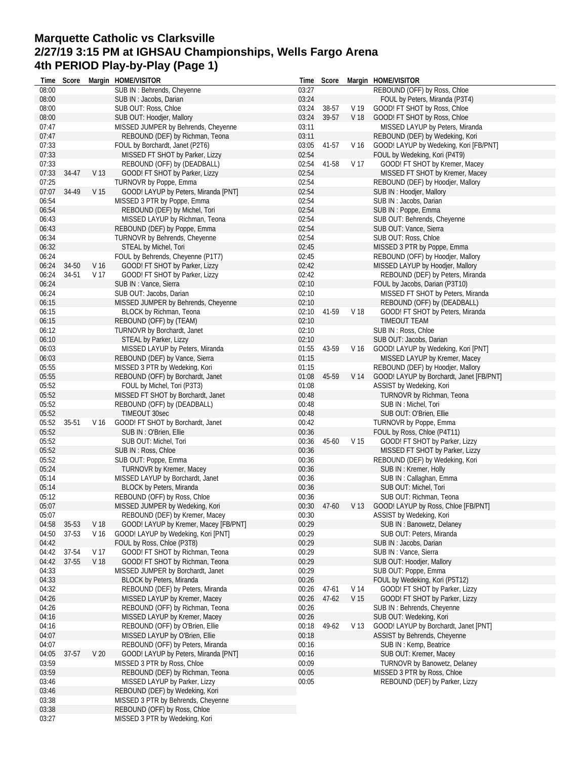# Marquette Catholic vs Clarksville
# 2/27/19 3:15 PM at IGHSAU Championships, Wells Fargo Arena
# 4th PERIOD Play-by-Play (Page 1)

| Time | Score | Margin | HOME/VISITOR |
|---|---|---|---|
| 08:00 | | | SUB IN : Behrends, Cheyenne |
| 08:00 | | | SUB IN : Jacobs, Darian |
| 08:00 | | | SUB OUT: Ross, Chloe |
| 08:00 | | | SUB OUT: Hoodjer, Mallory |
| 07:47 | | | MISSED JUMPER by Behrends, Cheyenne |
| 07:47 | | | REBOUND (DEF) by Richman, Teona |
| 07:33 | | | FOUL by Borchardt, Janet (P2T6) |
| 07:33 | | | MISSED FT SHOT by Parker, Lizzy |
| 07:33 | | | REBOUND (OFF) by (DEADBALL) |
| 07:33 | 34-47 | V 13 | GOOD! FT SHOT by Parker, Lizzy |
| 07:25 | | | TURNOVR by Poppe, Emma |
| 07:07 | 34-49 | V 15 | GOOD! LAYUP by Peters, Miranda [PNT] |
| 06:54 | | | MISSED 3 PTR by Poppe, Emma |
| 06:54 | | | REBOUND (DEF) by Michel, Tori |
| 06:43 | | | MISSED LAYUP by Richman, Teona |
| 06:43 | | | REBOUND (DEF) by Poppe, Emma |
| 06:34 | | | TURNOVR by Behrends, Cheyenne |
| 06:32 | | | STEAL by Michel, Tori |
| 06:24 | | | FOUL by Behrends, Cheyenne (P1T7) |
| 06:24 | 34-50 | V 16 | GOOD! FT SHOT by Parker, Lizzy |
| 06:24 | 34-51 | V 17 | GOOD! FT SHOT by Parker, Lizzy |
| 06:24 | | | SUB IN : Vance, Sierra |
| 06:24 | | | SUB OUT: Jacobs, Darian |
| 06:15 | | | MISSED JUMPER by Behrends, Cheyenne |
| 06:15 | | | BLOCK by Richman, Teona |
| 06:15 | | | REBOUND (OFF) by (TEAM) |
| 06:12 | | | TURNOVR by Borchardt, Janet |
| 06:10 | | | STEAL by Parker, Lizzy |
| 06:03 | | | MISSED LAYUP by Peters, Miranda |
| 06:03 | | | REBOUND (DEF) by Vance, Sierra |
| 05:55 | | | MISSED 3 PTR by Wedeking, Kori |
| 05:55 | | | REBOUND (OFF) by Borchardt, Janet |
| 05:52 | | | FOUL by Michel, Tori (P3T3) |
| 05:52 | | | MISSED FT SHOT by Borchardt, Janet |
| 05:52 | | | REBOUND (OFF) by (DEADBALL) |
| 05:52 | | | TIMEOUT 30sec |
| 05:52 | 35-51 | V 16 | GOOD! FT SHOT by Borchardt, Janet |
| 05:52 | | | SUB IN : O'Brien, Ellie |
| 05:52 | | | SUB OUT: Michel, Tori |
| 05:52 | | | SUB IN : Ross, Chloe |
| 05:52 | | | SUB OUT: Poppe, Emma |
| 05:24 | | | TURNOVR by Kremer, Macey |
| 05:14 | | | MISSED LAYUP by Borchardt, Janet |
| 05:14 | | | BLOCK by Peters, Miranda |
| 05:12 | | | REBOUND (OFF) by Ross, Chloe |
| 05:07 | | | MISSED JUMPER by Wedeking, Kori |
| 05:07 | | | REBOUND (DEF) by Kremer, Macey |
| 04:58 | 35-53 | V 18 | GOOD! LAYUP by Kremer, Macey [FB/PNT] |
| 04:50 | 37-53 | V 16 | GOOD! LAYUP by Wedeking, Kori [PNT] |
| 04:42 | | | FOUL by Ross, Chloe (P3T8) |
| 04:42 | 37-54 | V 17 | GOOD! FT SHOT by Richman, Teona |
| 04:42 | 37-55 | V 18 | GOOD! FT SHOT by Richman, Teona |
| 04:33 | | | MISSED JUMPER by Borchardt, Janet |
| 04:33 | | | BLOCK by Peters, Miranda |
| 04:32 | | | REBOUND (DEF) by Peters, Miranda |
| 04:26 | | | MISSED LAYUP by Kremer, Macey |
| 04:26 | | | REBOUND (OFF) by Richman, Teona |
| 04:16 | | | MISSED LAYUP by Kremer, Macey |
| 04:16 | | | REBOUND (OFF) by O'Brien, Ellie |
| 04:07 | | | MISSED LAYUP by O'Brien, Ellie |
| 04:07 | | | REBOUND (OFF) by Peters, Miranda |
| 04:05 | 37-57 | V 20 | GOOD! LAYUP by Peters, Miranda [PNT] |
| 03:59 | | | MISSED 3 PTR by Ross, Chloe |
| 03:59 | | | REBOUND (DEF) by Richman, Teona |
| 03:46 | | | MISSED LAYUP by Parker, Lizzy |
| 03:46 | | | REBOUND (DEF) by Wedeking, Kori |
| 03:38 | | | MISSED 3 PTR by Behrends, Cheyenne |
| 03:38 | | | REBOUND (OFF) by Ross, Chloe |
| 03:27 | | | MISSED 3 PTR by Wedeking, Kori |
| 03:27 | | | REBOUND (OFF) by Ross, Chloe |
| 03:24 | | | FOUL by Peters, Miranda (P3T4) |
| 03:24 | 38-57 | V 19 | GOOD! FT SHOT by Ross, Chloe |
| 03:24 | 39-57 | V 18 | GOOD! FT SHOT by Ross, Chloe |
| 03:11 | | | MISSED LAYUP by Peters, Miranda |
| 03:11 | | | REBOUND (DEF) by Wedeking, Kori |
| 03:05 | 41-57 | V 16 | GOOD! LAYUP by Wedeking, Kori [FB/PNT] |
| 02:54 | | | FOUL by Wedeking, Kori (P4T9) |
| 02:54 | 41-58 | V 17 | GOOD! FT SHOT by Kremer, Macey |
| 02:54 | | | MISSED FT SHOT by Kremer, Macey |
| 02:54 | | | REBOUND (DEF) by Hoodjer, Mallory |
| 02:54 | | | SUB IN : Hoodjer, Mallory |
| 02:54 | | | SUB IN : Jacobs, Darian |
| 02:54 | | | SUB IN : Poppe, Emma |
| 02:54 | | | SUB OUT: Behrends, Cheyenne |
| 02:54 | | | SUB OUT: Vance, Sierra |
| 02:54 | | | SUB OUT: Ross, Chloe |
| 02:45 | | | MISSED 3 PTR by Poppe, Emma |
| 02:45 | | | REBOUND (OFF) by Hoodjer, Mallory |
| 02:42 | | | MISSED LAYUP by Hoodjer, Mallory |
| 02:42 | | | REBOUND (DEF) by Peters, Miranda |
| 02:10 | | | FOUL by Jacobs, Darian (P3T10) |
| 02:10 | | | MISSED FT SHOT by Peters, Miranda |
| 02:10 | | | REBOUND (OFF) by (DEADBALL) |
| 02:10 | 41-59 | V 18 | GOOD! FT SHOT by Peters, Miranda |
| 02:10 | | | TIMEOUT TEAM |
| 02:10 | | | SUB IN : Ross, Chloe |
| 02:10 | | | SUB OUT: Jacobs, Darian |
| 01:55 | 43-59 | V 16 | GOOD! LAYUP by Wedeking, Kori [PNT] |
| 01:15 | | | MISSED LAYUP by Kremer, Macey |
| 01:15 | | | REBOUND (DEF) by Hoodjer, Mallory |
| 01:08 | 45-59 | V 14 | GOOD! LAYUP by Borchardt, Janet [FB/PNT] |
| 01:08 | | | ASSIST by Wedeking, Kori |
| 00:48 | | | TURNOVR by Richman, Teona |
| 00:48 | | | SUB IN : Michel, Tori |
| 00:48 | | | SUB OUT: O'Brien, Ellie |
| 00:42 | | | TURNOVR by Poppe, Emma |
| 00:36 | | | FOUL by Ross, Chloe (P4T11) |
| 00:36 | 45-60 | V 15 | GOOD! FT SHOT by Parker, Lizzy |
| 00:36 | | | MISSED FT SHOT by Parker, Lizzy |
| 00:36 | | | REBOUND (DEF) by Wedeking, Kori |
| 00:36 | | | SUB IN : Kremer, Holly |
| 00:36 | | | SUB IN : Callaghan, Emma |
| 00:36 | | | SUB OUT: Michel, Tori |
| 00:36 | | | SUB OUT: Richman, Teona |
| 00:30 | 47-60 | V 13 | GOOD! LAYUP by Ross, Chloe [FB/PNT] |
| 00:30 | | | ASSIST by Wedeking, Kori |
| 00:29 | | | SUB IN : Banowetz, Delaney |
| 00:29 | | | SUB OUT: Peters, Miranda |
| 00:29 | | | SUB IN : Jacobs, Darian |
| 00:29 | | | SUB IN : Vance, Sierra |
| 00:29 | | | SUB OUT: Hoodjer, Mallory |
| 00:29 | | | SUB OUT: Poppe, Emma |
| 00:26 | | | FOUL by Wedeking, Kori (P5T12) |
| 00:26 | 47-61 | V 14 | GOOD! FT SHOT by Parker, Lizzy |
| 00:26 | 47-62 | V 15 | GOOD! FT SHOT by Parker, Lizzy |
| 00:26 | | | SUB IN : Behrends, Cheyenne |
| 00:26 | | | SUB OUT: Wedeking, Kori |
| 00:18 | 49-62 | V 13 | GOOD! LAYUP by Borchardt, Janet [PNT] |
| 00:18 | | | ASSIST by Behrends, Cheyenne |
| 00:16 | | | SUB IN : Kemp, Beatrice |
| 00:16 | | | SUB OUT: Kremer, Macey |
| 00:09 | | | TURNOVR by Banowetz, Delaney |
| 00:05 | | | MISSED 3 PTR by Ross, Chloe |
| 00:05 | | | REBOUND (DEF) by Parker, Lizzy |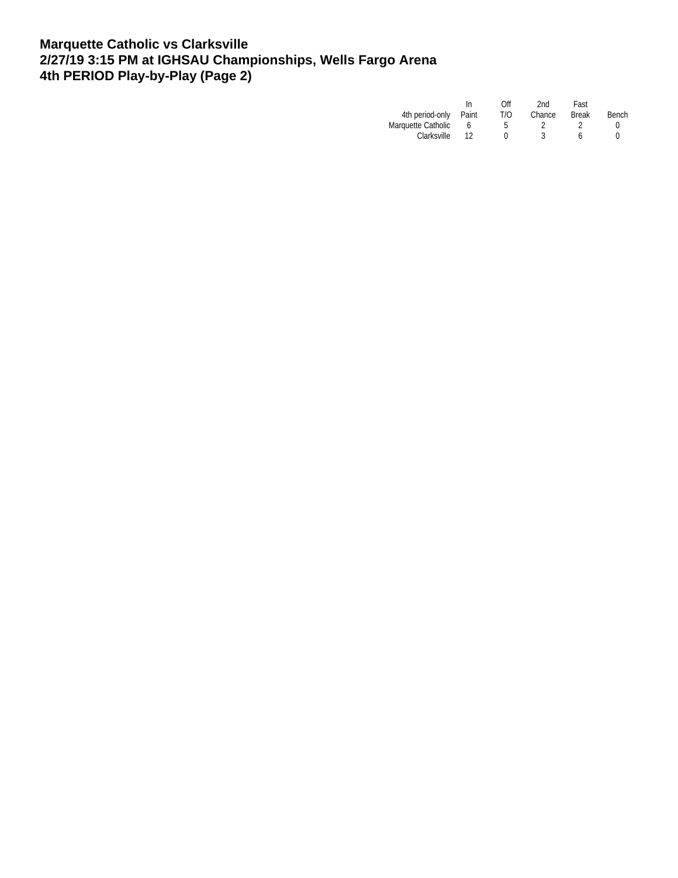# Marquette Catholic vs Clarksville
# 2/27/19 3:15 PM at IGHSAU Championships, Wells Fargo Arena
# 4th PERIOD Play-by-Play (Page 2)

| 4th period-only | In Paint | Off T/O | 2nd Chance | Fast Break | Bench |
|---|---|---|---|---|---|
| Marquette Catholic | 6 | 5 | 2 | 2 | 0 |
| Clarksville | 12 | 0 | 3 | 6 | 0 |